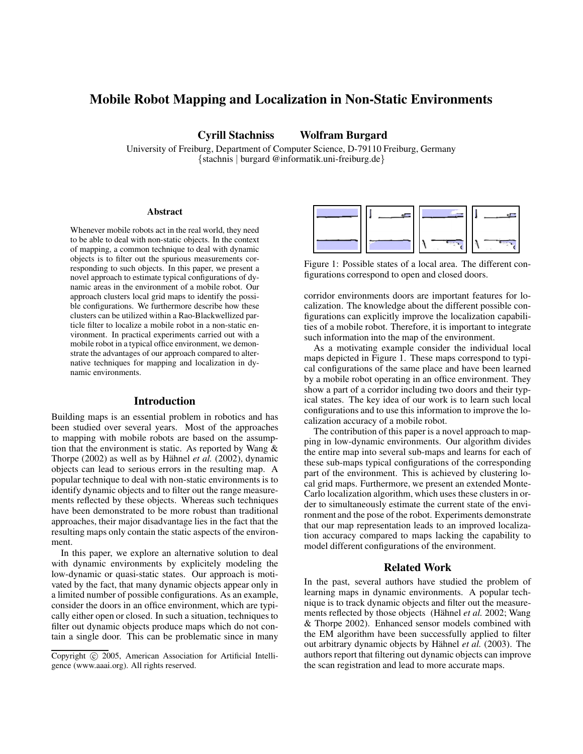# Mobile Robot Mapping and Localization in Non-Static Environments

**Cyrill Stachniss** **Wolfram Burgard**

University of Freiburg, Department of Computer Science, D-79110 Freiburg, Germany
{stachnis | burgard @informatik.uni-freiburg.de}

### Abstract

Whenever mobile robots act in the real world, they need to be able to deal with non-static objects. In the context of mapping, a common technique to deal with dynamic objects is to filter out the spurious measurements corresponding to such objects. In this paper, we present a novel approach to estimate typical configurations of dynamic areas in the environment of a mobile robot. Our approach clusters local grid maps to identify the possible configurations. We furthermore describe how these clusters can be utilized within a Rao-Blackwellized particle filter to localize a mobile robot in a non-static environment. In practical experiments carried out with a mobile robot in a typical office environment, we demonstrate the advantages of our approach compared to alternative techniques for mapping and localization in dynamic environments.

## Introduction

Building maps is an essential problem in robotics and has been studied over several years. Most of the approaches to mapping with mobile robots are based on the assumption that the environment is static. As reported by Wang & Thorpe (2002) as well as by Hähnel *et al.* (2002), dynamic objects can lead to serious errors in the resulting map. A popular technique to deal with non-static environments is to identify dynamic objects and to filter out the range measurements reflected by these objects. Whereas such techniques have been demonstrated to be more robust than traditional approaches, their major disadvantage lies in the fact that the resulting maps only contain the static aspects of the environment.

In this paper, we explore an alternative solution to deal with dynamic environments by explicitely modeling the low-dynamic or quasi-static states. Our approach is motivated by the fact, that many dynamic objects appear only in a limited number of possible configurations. As an example, consider the doors in an office environment, which are typically either open or closed. In such a situation, techniques to filter out dynamic objects produce maps which do not contain a single door. This can be problematic since in many corridor environments doors are important features for localization. The knowledge about the different possible configurations can explicitly improve the localization capabilities of a mobile robot. Therefore, it is important to integrate such information into the map of the environment.

Figure 1: Possible states of a local area. The different configurations correspond to open and closed doors.

As a motivating example consider the individual local maps depicted in Figure 1. These maps correspond to typical configurations of the same place and have been learned by a mobile robot operating in an office environment. They show a part of a corridor including two doors and their typical states. The key idea of our work is to learn such local configurations and to use this information to improve the localization accuracy of a mobile robot.

The contribution of this paper is a novel approach to mapping in low-dynamic environments. Our algorithm divides the entire map into several sub-maps and learns for each of these sub-maps typical configurations of the corresponding part of the environment. This is achieved by clustering local grid maps. Furthermore, we present an extended Monte-Carlo localization algorithm, which uses these clusters in order to simultaneously estimate the current state of the environment and the pose of the robot. Experiments demonstrate that our map representation leads to an improved localization accuracy compared to maps lacking the capability to model different configurations of the environment.

## Related Work

In the past, several authors have studied the problem of learning maps in dynamic environments. A popular technique is to track dynamic objects and filter out the measurements reflected by those objects (Hähnel *et al.* 2002; Wang & Thorpe 2002). Enhanced sensor models combined with the EM algorithm have been successfully applied to filter out arbitrary dynamic objects by Hähnel *et al.* (2003). The authors report that filtering out dynamic objects can improve the scan registration and lead to more accurate maps.

Copyright © 2005, American Association for Artificial Intelligence (www.aaai.org). All rights reserved.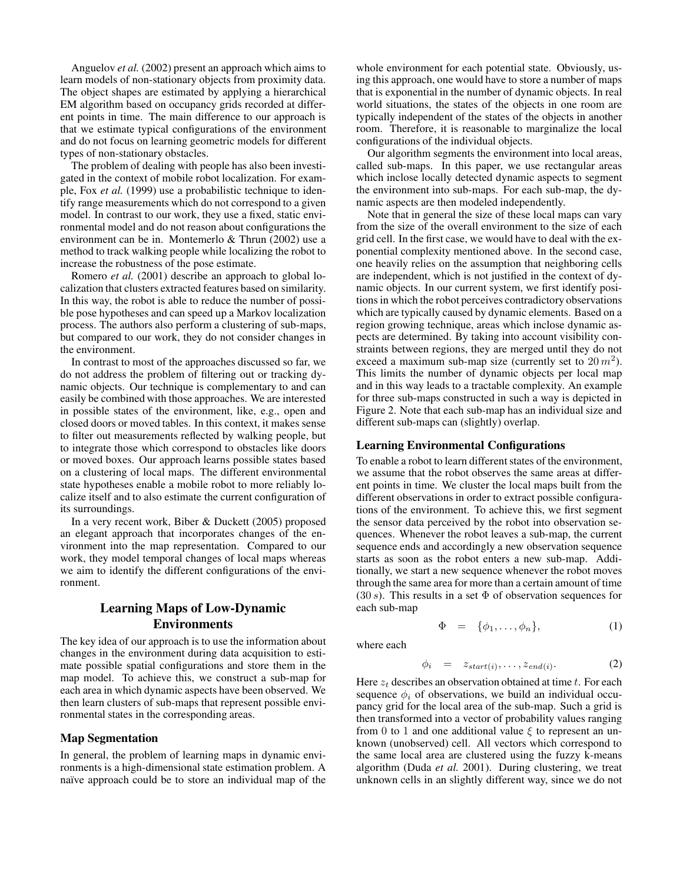Anguelov *et al.* (2002) present an approach which aims to learn models of non-stationary objects from proximity data. The object shapes are estimated by applying a hierarchical EM algorithm based on occupancy grids recorded at different points in time. The main difference to our approach is that we estimate typical configurations of the environment and do not focus on learning geometric models for different types of non-stationary obstacles.

The problem of dealing with people has also been investigated in the context of mobile robot localization. For example, Fox *et al.* (1999) use a probabilistic technique to identify range measurements which do not correspond to a given model. In contrast to our work, they use a fixed, static environmental model and do not reason about configurations the environment can be in. Montemerlo & Thrun (2002) use a method to track walking people while localizing the robot to increase the robustness of the pose estimate.

Romero *et al.* (2001) describe an approach to global localization that clusters extracted features based on similarity. In this way, the robot is able to reduce the number of possible pose hypotheses and can speed up a Markov localization process. The authors also perform a clustering of sub-maps, but compared to our work, they do not consider changes in the environment.

In contrast to most of the approaches discussed so far, we do not address the problem of filtering out or tracking dynamic objects. Our technique is complementary to and can easily be combined with those approaches. We are interested in possible states of the environment, like, e.g., open and closed doors or moved tables. In this context, it makes sense to filter out measurements reflected by walking people, but to integrate those which correspond to obstacles like doors or moved boxes. Our approach learns possible states based on a clustering of local maps. The different environmental state hypotheses enable a mobile robot to more reliably localize itself and to also estimate the current configuration of its surroundings.

In a very recent work, Biber & Duckett (2005) proposed an elegant approach that incorporates changes of the environment into the map representation. Compared to our work, they model temporal changes of local maps whereas we aim to identify the different configurations of the environment.

## Learning Maps of Low-Dynamic Environments

The key idea of our approach is to use the information about changes in the environment during data acquisition to estimate possible spatial configurations and store them in the map model. To achieve this, we construct a sub-map for each area in which dynamic aspects have been observed. We then learn clusters of sub-maps that represent possible environmental states in the corresponding areas.

### Map Segmentation

In general, the problem of learning maps in dynamic environments is a high-dimensional state estimation problem. A naïve approach could be to store an individual map of the whole environment for each potential state. Obviously, using this approach, one would have to store a number of maps that is exponential in the number of dynamic objects. In real world situations, the states of the objects in one room are typically independent of the states of the objects in another room. Therefore, it is reasonable to marginalize the local configurations of the individual objects.

Our algorithm segments the environment into local areas, called sub-maps. In this paper, we use rectangular areas which inclose locally detected dynamic aspects to segment the environment into sub-maps. For each sub-map, the dynamic aspects are then modeled independently.

Note that in general the size of these local maps can vary from the size of the overall environment to the size of each grid cell. In the first case, we would have to deal with the exponential complexity mentioned above. In the second case, one heavily relies on the assumption that neighboring cells are independent, which is not justified in the context of dynamic objects. In our current system, we first identify positions in which the robot perceives contradictory observations which are typically caused by dynamic elements. Based on a region growing technique, areas which inclose dynamic aspects are determined. By taking into account visibility constraints between regions, they are merged until they do not exceed a maximum sub-map size (currently set to $20\,m^2$). This limits the number of dynamic objects per local map and in this way leads to a tractable complexity. An example for three sub-maps constructed in such a way is depicted in Figure 2. Note that each sub-map has an individual size and different sub-maps can (slightly) overlap.

### Learning Environmental Configurations

To enable a robot to learn different states of the environment, we assume that the robot observes the same areas at different points in time. We cluster the local maps built from the different observations in order to extract possible configurations of the environment. To achieve this, we first segment the sensor data perceived by the robot into observation sequences. Whenever the robot leaves a sub-map, the current sequence ends and accordingly a new observation sequence starts as soon as the robot enters a new sub-map. Additionally, we start a new sequence whenever the robot moves through the same area for more than a certain amount of time ($30\,s$). This results in a set $\Phi$ of observation sequences for each sub-map

$$\Phi = \{\phi_1, \ldots, \phi_n\}, \tag{1}$$

where each

$$\phi_i = z_{start(i)}, \ldots, z_{end(i)}. \tag{2}$$

Here $z_t$ describes an observation obtained at time $t$. For each sequence $\phi_i$ of observations, we build an individual occupancy grid for the local area of the sub-map. Such a grid is then transformed into a vector of probability values ranging from 0 to 1 and one additional value $\xi$ to represent an unknown (unobserved) cell. All vectors which correspond to the same local area are clustered using the fuzzy k-means algorithm (Duda *et al.* 2001). During clustering, we treat unknown cells in an slightly different way, since we do not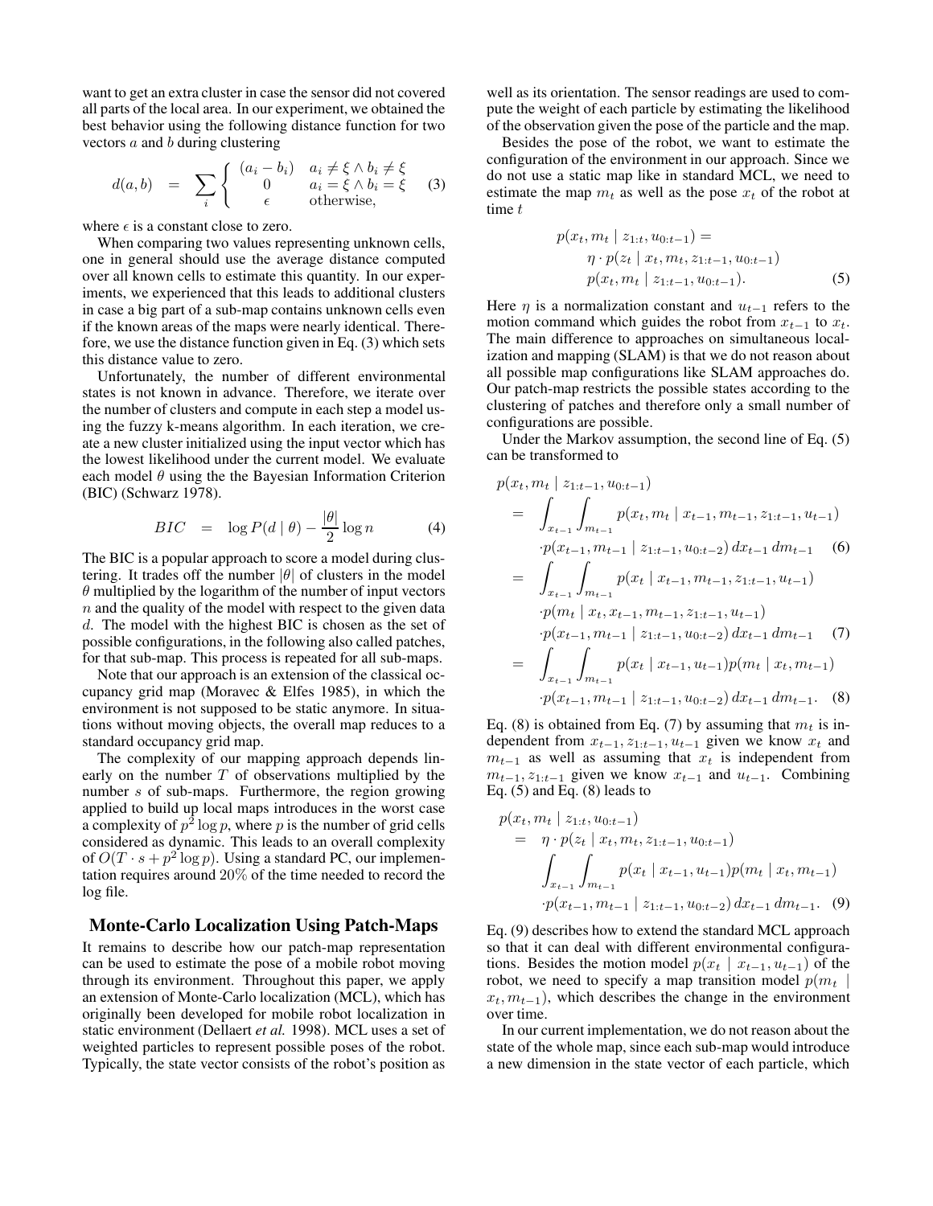want to get an extra cluster in case the sensor did not covered all parts of the local area. In our experiment, we obtained the best behavior using the following distance function for two vectors $a$ and $b$ during clustering

$$d(a,b) \;=\; \sum_i \left\{ \begin{array}{ll} (a_i - b_i) & a_i \neq \xi \wedge b_i \neq \xi \\ 0 & a_i = \xi \wedge b_i = \xi \\ \epsilon & \text{otherwise,} \end{array} \right. \tag{3}$$

where $\epsilon$ is a constant close to zero.

When comparing two values representing unknown cells, one in general should use the average distance computed over all known cells to estimate this quantity. In our experiments, we experienced that this leads to additional clusters in case a big part of a sub-map contains unknown cells even if the known areas of the maps were nearly identical. Therefore, we use the distance function given in Eq. (3) which sets this distance value to zero.

Unfortunately, the number of different environmental states is not known in advance. Therefore, we iterate over the number of clusters and compute in each step a model using the fuzzy k-means algorithm. In each iteration, we create a new cluster initialized using the input vector which has the lowest likelihood under the current model. We evaluate each model $\theta$ using the the Bayesian Information Criterion (BIC) (Schwarz 1978).

$$BIC \;=\; \log P(d \mid \theta) - \frac{|\theta|}{2} \log n \tag{4}$$

The BIC is a popular approach to score a model during clustering. It trades off the number $|\theta|$ of clusters in the model $\theta$ multiplied by the logarithm of the number of input vectors $n$ and the quality of the model with respect to the given data $d$. The model with the highest BIC is chosen as the set of possible configurations, in the following also called patches, for that sub-map. This process is repeated for all sub-maps.

Note that our approach is an extension of the classical occupancy grid map (Moravec & Elfes 1985), in which the environment is not supposed to be static anymore. In situations without moving objects, the overall map reduces to a standard occupancy grid map.

The complexity of our mapping approach depends linearly on the number $T$ of observations multiplied by the number $s$ of sub-maps. Furthermore, the region growing applied to build up local maps introduces in the worst case a complexity of $p^2 \log p$, where $p$ is the number of grid cells considered as dynamic. This leads to an overall complexity of $O(T \cdot s + p^2 \log p)$. Using a standard PC, our implementation requires around 20% of the time needed to record the log file.

## Monte-Carlo Localization Using Patch-Maps

It remains to describe how our patch-map representation can be used to estimate the pose of a mobile robot moving through its environment. Throughout this paper, we apply an extension of Monte-Carlo localization (MCL), which has originally been developed for mobile robot localization in static environment (Dellaert *et al.* 1998). MCL uses a set of weighted particles to represent possible poses of the robot. Typically, the state vector consists of the robot's position as well as its orientation. The sensor readings are used to compute the weight of each particle by estimating the likelihood of the observation given the pose of the particle and the map.

Besides the pose of the robot, we want to estimate the configuration of the environment in our approach. Since we do not use a static map like in standard MCL, we need to estimate the map $m_t$ as well as the pose $x_t$ of the robot at time $t$

$$\begin{aligned} & p(x_t, m_t \mid z_{1:t}, u_{0:t-1}) = \\ & \qquad \eta \cdot p(z_t \mid x_t, m_t, z_{1:t-1}, u_{0:t-1}) \\ & \qquad p(x_t, m_t \mid z_{1:t-1}, u_{0:t-1}). \end{aligned} \tag{5}$$

Here $\eta$ is a normalization constant and $u_{t-1}$ refers to the motion command which guides the robot from $x_{t-1}$ to $x_t$. The main difference to approaches on simultaneous localization and mapping (SLAM) is that we do not reason about all possible map configurations like SLAM approaches do. Our patch-map restricts the possible states according to the clustering of patches and therefore only a small number of configurations are possible.

Under the Markov assumption, the second line of Eq. (5) can be transformed to

$$\begin{aligned} & p(x_t, m_t \mid z_{1:t-1}, u_{0:t-1}) \\ & = \int_{x_{t-1}} \int_{m_{t-1}} p(x_t, m_t \mid x_{t-1}, m_{t-1}, z_{1:t-1}, u_{t-1}) \\ & \qquad \cdot p(x_{t-1}, m_{t-1} \mid z_{1:t-1}, u_{0:t-2})\, dx_{t-1}\, dm_{t-1} \qquad (6) \\ & = \int_{x_{t-1}} \int_{m_{t-1}} p(x_t \mid x_{t-1}, m_{t-1}, z_{1:t-1}, u_{t-1}) \\ & \qquad \cdot p(m_t \mid x_t, x_{t-1}, m_{t-1}, z_{1:t-1}, u_{t-1}) \\ & \qquad \cdot p(x_{t-1}, m_{t-1} \mid z_{1:t-1}, u_{0:t-2})\, dx_{t-1}\, dm_{t-1} \qquad (7) \\ & = \int_{x_{t-1}} \int_{m_{t-1}} p(x_t \mid x_{t-1}, u_{t-1}) p(m_t \mid x_t, m_{t-1}) \\ & \qquad \cdot p(x_{t-1}, m_{t-1} \mid z_{1:t-1}, u_{0:t-2})\, dx_{t-1}\, dm_{t-1}. \qquad (8) \end{aligned}$$

Eq. (8) is obtained from Eq. (7) by assuming that $m_t$ is independent from $x_{t-1}, z_{1:t-1}, u_{t-1}$ given we know $x_t$ and $m_{t-1}$ as well as assuming that $x_t$ is independent from $m_{t-1}, z_{1:t-1}$ given we know $x_{t-1}$ and $u_{t-1}$. Combining Eq. (5) and Eq. (8) leads to

$$\begin{aligned} & p(x_t, m_t \mid z_{1:t}, u_{0:t-1}) \\ & = \eta \cdot p(z_t \mid x_t, m_t, z_{1:t-1}, u_{0:t-1}) \\ & \qquad \int_{x_{t-1}} \int_{m_{t-1}} p(x_t \mid x_{t-1}, u_{t-1}) p(m_t \mid x_t, m_{t-1}) \\ & \qquad \cdot p(x_{t-1}, m_{t-1} \mid z_{1:t-1}, u_{0:t-2})\, dx_{t-1}\, dm_{t-1}. \end{aligned} \tag{9}$$

Eq. (9) describes how to extend the standard MCL approach so that it can deal with different environmental configurations. Besides the motion model $p(x_t \mid x_{t-1}, u_{t-1})$ of the robot, we need to specify a map transition model $p(m_t \mid x_t, m_{t-1})$, which describes the change in the environment over time.

In our current implementation, we do not reason about the state of the whole map, since each sub-map would introduce a new dimension in the state vector of each particle, which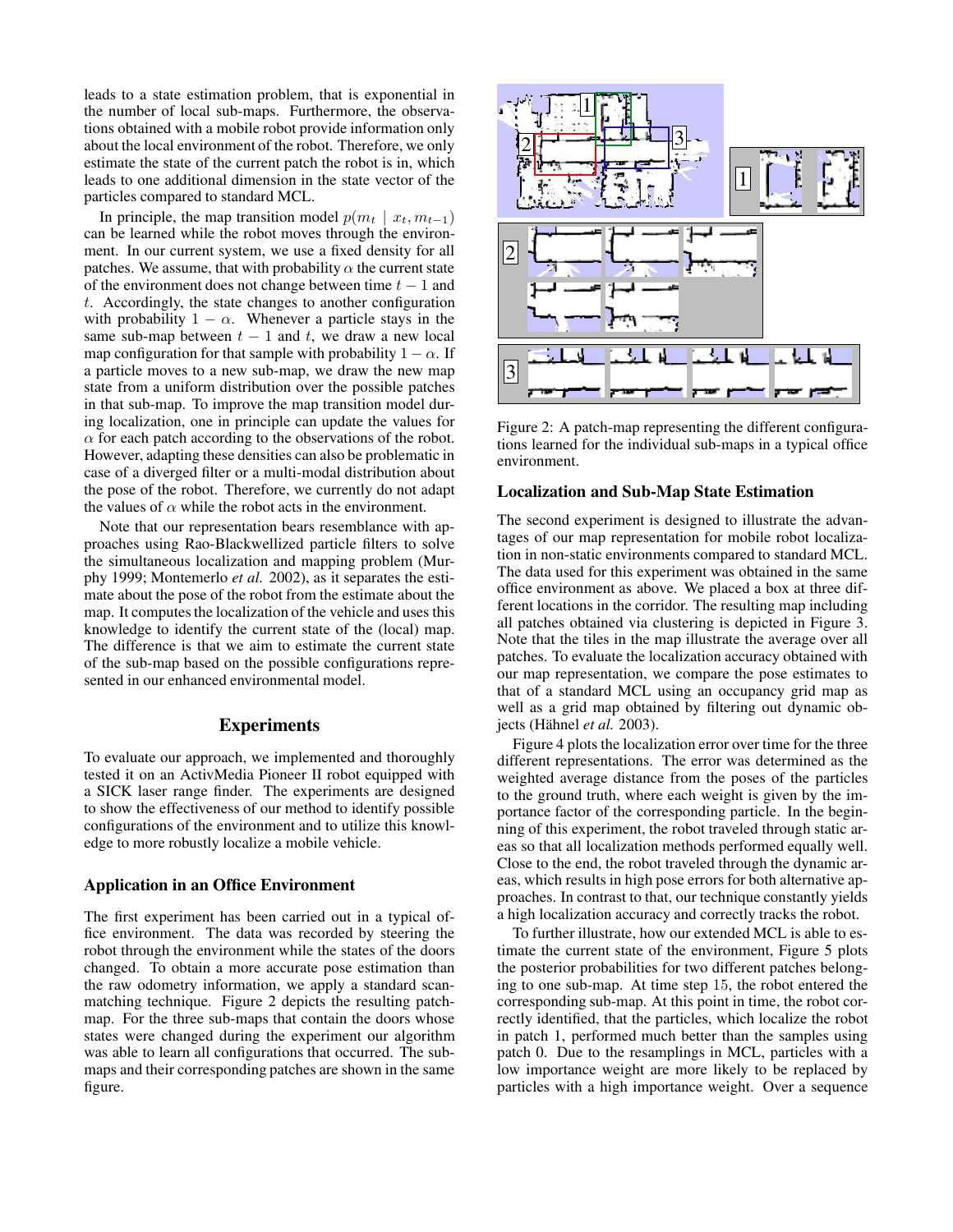leads to a state estimation problem, that is exponential in the number of local sub-maps. Furthermore, the observations obtained with a mobile robot provide information only about the local environment of the robot. Therefore, we only estimate the state of the current patch the robot is in, which leads to one additional dimension in the state vector of the particles compared to standard MCL.

In principle, the map transition model $p(m_t \mid x_t, m_{t-1})$ can be learned while the robot moves through the environment. In our current system, we use a fixed density for all patches. We assume, that with probability $\alpha$ the current state of the environment does not change between time $t-1$ and $t$. Accordingly, the state changes to another configuration with probability $1-\alpha$. Whenever a particle stays in the same sub-map between $t-1$ and $t$, we draw a new local map configuration for that sample with probability $1-\alpha$. If a particle moves to a new sub-map, we draw the new map state from a uniform distribution over the possible patches in that sub-map. To improve the map transition model during localization, one in principle can update the values for $\alpha$ for each patch according to the observations of the robot. However, adapting these densities can also be problematic in case of a diverged filter or a multi-modal distribution about the pose of the robot. Therefore, we currently do not adapt the values of $\alpha$ while the robot acts in the environment.

Note that our representation bears resemblance with approaches using Rao-Blackwellized particle filters to solve the simultaneous localization and mapping problem (Murphy 1999; Montemerlo *et al.* 2002), as it separates the estimate about the pose of the robot from the estimate about the map. It computes the localization of the vehicle and uses this knowledge to identify the current state of the (local) map. The difference is that we aim to estimate the current state of the sub-map based on the possible configurations represented in our enhanced environmental model.

## Experiments

To evaluate our approach, we implemented and thoroughly tested it on an ActivMedia Pioneer II robot equipped with a SICK laser range finder. The experiments are designed to show the effectiveness of our method to identify possible configurations of the environment and to utilize this knowledge to more robustly localize a mobile vehicle.

### Application in an Office Environment

The first experiment has been carried out in a typical office environment. The data was recorded by steering the robot through the environment while the states of the doors changed. To obtain a more accurate pose estimation than the raw odometry information, we apply a standard scan-matching technique. Figure 2 depicts the resulting patch-map. For the three sub-maps that contain the doors whose states were changed during the experiment our algorithm was able to learn all configurations that occurred. The sub-maps and their corresponding patches are shown in the same figure.

Figure 2: A patch-map representing the different configurations learned for the individual sub-maps in a typical office environment.

### Localization and Sub-Map State Estimation

The second experiment is designed to illustrate the advantages of our map representation for mobile robot localization in non-static environments compared to standard MCL. The data used for this experiment was obtained in the same office environment as above. We placed a box at three different locations in the corridor. The resulting map including all patches obtained via clustering is depicted in Figure 3. Note that the tiles in the map illustrate the average over all patches. To evaluate the localization accuracy obtained with our map representation, we compare the pose estimates to that of a standard MCL using an occupancy grid map as well as a grid map obtained by filtering out dynamic objects (Hähnel *et al.* 2003).

Figure 4 plots the localization error over time for the three different representations. The error was determined as the weighted average distance from the poses of the particles to the ground truth, where each weight is given by the importance factor of the corresponding particle. In the beginning of this experiment, the robot traveled through static areas so that all localization methods performed equally well. Close to the end, the robot traveled through the dynamic areas, which results in high pose errors for both alternative approaches. In contrast to that, our technique constantly yields a high localization accuracy and correctly tracks the robot.

To further illustrate, how our extended MCL is able to estimate the current state of the environment, Figure 5 plots the posterior probabilities for two different patches belonging to one sub-map. At time step 15, the robot entered the corresponding sub-map. At this point in time, the robot correctly identified, that the particles, which localize the robot in patch 1, performed much better than the samples using patch 0. Due to the resamplings in MCL, particles with a low importance weight are more likely to be replaced by particles with a high importance weight. Over a sequence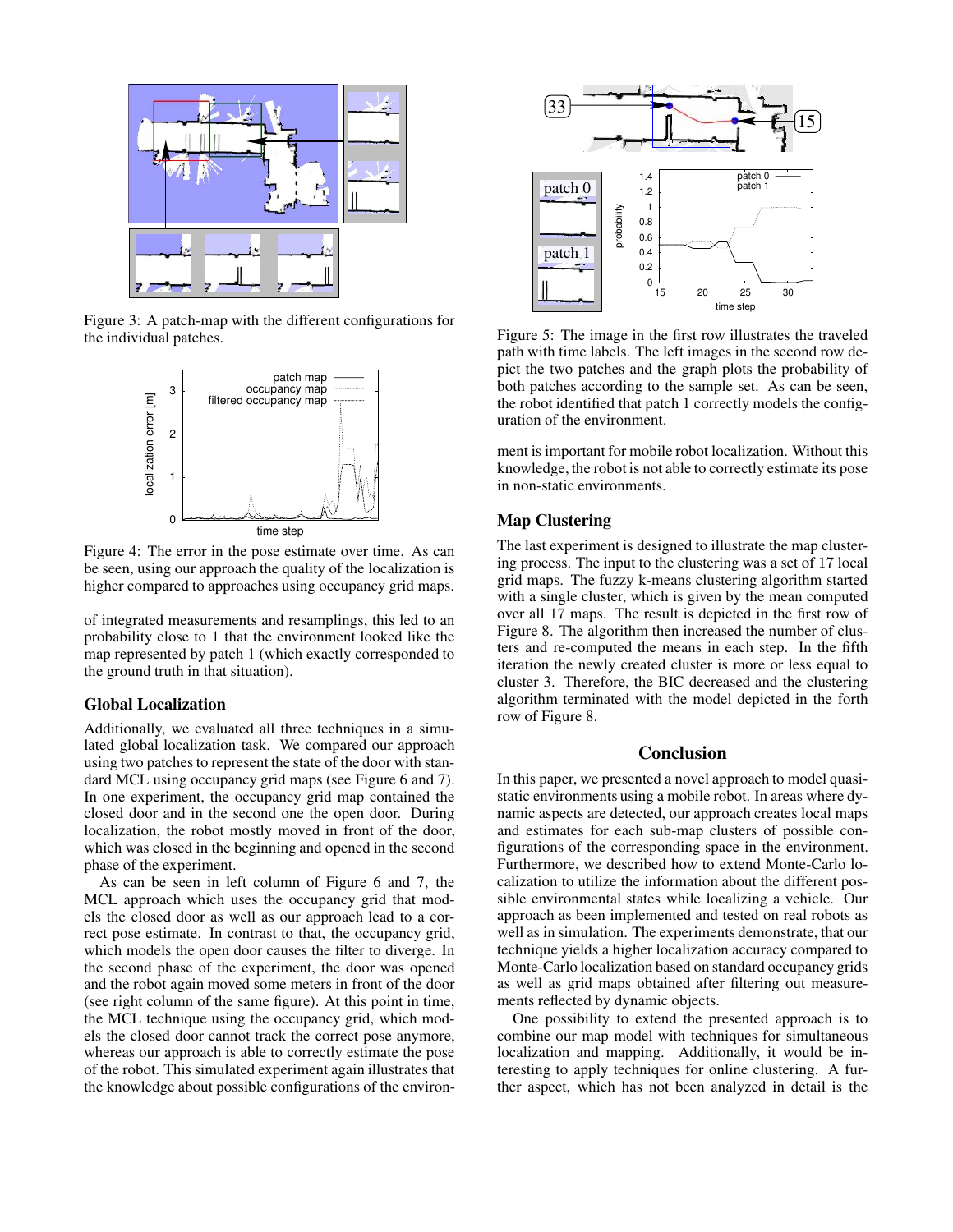Figure 3: A patch-map with the different configurations for the individual patches.

localization error [m]
3
2
1
0
time step
patch map
occupancy map
filtered occupancy map

Figure 4: The error in the pose estimate over time. As can be seen, using our approach the quality of the localization is higher compared to approaches using occupancy grid maps.

of integrated measurements and resamplings, this led to an probability close to 1 that the environment looked like the map represented by patch 1 (which exactly corresponded to the ground truth in that situation).

## Global Localization

Additionally, we evaluated all three techniques in a simulated global localization task. We compared our approach using two patches to represent the state of the door with standard MCL using occupancy grid maps (see Figure 6 and 7). In one experiment, the occupancy grid map contained the closed door and in the second one the open door. During localization, the robot mostly moved in front of the door, which was closed in the beginning and opened in the second phase of the experiment.

As can be seen in left column of Figure 6 and 7, the MCL approach which uses the occupancy grid that models the closed door as well as our approach lead to a correct pose estimate. In contrast to that, the occupancy grid, which models the open door causes the filter to diverge. In the second phase of the experiment, the door was opened and the robot again moved some meters in front of the door (see right column of the same figure). At this point in time, the MCL technique using the occupancy grid, which models the closed door cannot track the correct pose anymore, whereas our approach is able to correctly estimate the pose of the robot. This simulated experiment again illustrates that the knowledge about possible configurations of the environment is important for mobile robot localization. Without this knowledge, the robot is not able to correctly estimate its pose in non-static environments.

33
15
patch 0
patch 1
probability
1.4
1.2
1
0.8
0.6
0.4
0.2
0
15
20
25
30
time step
patch 0
patch 1

Figure 5: The image in the first row illustrates the traveled path with time labels. The left images in the second row depict the two patches and the graph plots the probability of both patches according to the sample set. As can be seen, the robot identified that patch 1 correctly models the configuration of the environment.

## Map Clustering

The last experiment is designed to illustrate the map clustering process. The input to the clustering was a set of 17 local grid maps. The fuzzy k-means clustering algorithm started with a single cluster, which is given by the mean computed over all 17 maps. The result is depicted in the first row of Figure 8. The algorithm then increased the number of clusters and re-computed the means in each step. In the fifth iteration the newly created cluster is more or less equal to cluster 3. Therefore, the BIC decreased and the clustering algorithm terminated with the model depicted in the forth row of Figure 8.

## Conclusion

In this paper, we presented a novel approach to model quasi-static environments using a mobile robot. In areas where dynamic aspects are detected, our approach creates local maps and estimates for each sub-map clusters of possible configurations of the corresponding space in the environment. Furthermore, we described how to extend Monte-Carlo localization to utilize the information about the different possible environmental states while localizing a vehicle. Our approach as been implemented and tested on real robots as well as in simulation. The experiments demonstrate, that our technique yields a higher localization accuracy compared to Monte-Carlo localization based on standard occupancy grids as well as grid maps obtained after filtering out measurements reflected by dynamic objects.

One possibility to extend the presented approach is to combine our map model with techniques for simultaneous localization and mapping. Additionally, it would be interesting to apply techniques for online clustering. A further aspect, which has not been analyzed in detail is the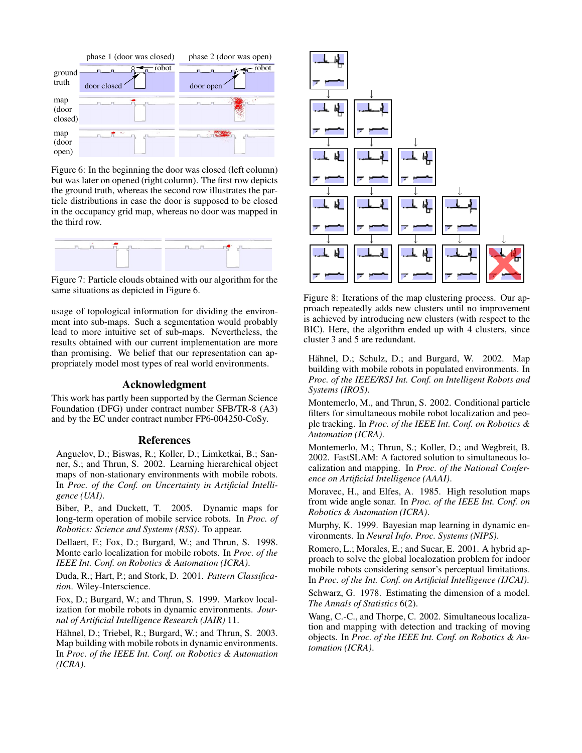phase 1 (door was closed)
phase 2 (door was open)
ground truth
robot
door closed
robot
door open
map (door closed)
map (door open)

Figure 6: In the beginning the door was closed (left column) but was later on opened (right column). The first row depicts the ground truth, whereas the second row illustrates the particle distributions in case the door is supposed to be closed in the occupancy grid map, whereas no door was mapped in the third row.

Figure 7: Particle clouds obtained with our algorithm for the same situations as depicted in Figure 6.

usage of topological information for dividing the environment into sub-maps. Such a segmentation would probably lead to more intuitive set of sub-maps. Nevertheless, the results obtained with our current implementation are more than promising. We belief that our representation can appropriately model most types of real world environments.

## Acknowledgment

This work has partly been supported by the German Science Foundation (DFG) under contract number SFB/TR-8 (A3) and by the EC under contract number FP6-004250-CoSy.

## References

Anguelov, D.; Biswas, R.; Koller, D.; Limketkai, B.; Sanner, S.; and Thrun, S. 2002. Learning hierarchical object maps of non-stationary environments with mobile robots. In *Proc. of the Conf. on Uncertainty in Artificial Intelligence (UAI)*.

Biber, P., and Duckett, T. 2005. Dynamic maps for long-term operation of mobile service robots. In *Proc. of Robotics: Science and Systems (RSS)*. To appear.

Dellaert, F.; Fox, D.; Burgard, W.; and Thrun, S. 1998. Monte carlo localization for mobile robots. In *Proc. of the IEEE Int. Conf. on Robotics & Automation (ICRA)*.

Duda, R.; Hart, P.; and Stork, D. 2001. *Pattern Classification*. Wiley-Interscience.

Fox, D.; Burgard, W.; and Thrun, S. 1999. Markov localization for mobile robots in dynamic environments. *Journal of Artificial Intelligence Research (JAIR)* 11.

Hähnel, D.; Triebel, R.; Burgard, W.; and Thrun, S. 2003. Map building with mobile robots in dynamic environments. In *Proc. of the IEEE Int. Conf. on Robotics & Automation (ICRA)*.

Figure 8: Iterations of the map clustering process. Our approach repeatedly adds new clusters until no improvement is achieved by introducing new clusters (with respect to the BIC). Here, the algorithm ended up with 4 clusters, since cluster 3 and 5 are redundant.

Hähnel, D.; Schulz, D.; and Burgard, W. 2002. Map building with mobile robots in populated environments. In *Proc. of the IEEE/RSJ Int. Conf. on Intelligent Robots and Systems (IROS)*.

Montemerlo, M., and Thrun, S. 2002. Conditional particle filters for simultaneous mobile robot localization and people tracking. In *Proc. of the IEEE Int. Conf. on Robotics & Automation (ICRA)*.

Montemerlo, M.; Thrun, S.; Koller, D.; and Wegbreit, B. 2002. FastSLAM: A factored solution to simultaneous localization and mapping. In *Proc. of the National Conference on Artificial Intelligence (AAAI)*.

Moravec, H., and Elfes, A. 1985. High resolution maps from wide angle sonar. In *Proc. of the IEEE Int. Conf. on Robotics & Automation (ICRA)*.

Murphy, K. 1999. Bayesian map learning in dynamic environments. In *Neural Info. Proc. Systems (NIPS)*.

Romero, L.; Morales, E.; and Sucar, E. 2001. A hybrid approach to solve the global localozation problem for indoor mobile robots considering sensor's perceptual limitations. In *Proc. of the Int. Conf. on Artificial Intelligence (IJCAI)*.

Schwarz, G. 1978. Estimating the dimension of a model. *The Annals of Statistics* 6(2).

Wang, C.-C., and Thorpe, C. 2002. Simultaneous localization and mapping with detection and tracking of moving objects. In *Proc. of the IEEE Int. Conf. on Robotics & Automation (ICRA)*.